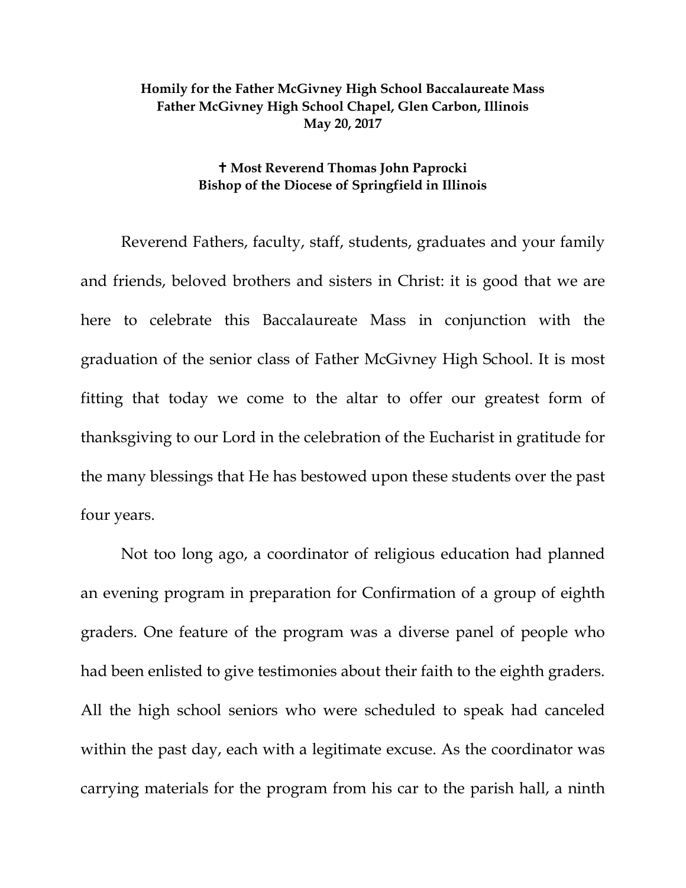**Homily for the Father McGivney High School Baccalaureate Mass**
**Father McGivney High School Chapel, Glen Carbon, Illinois**
**May 20, 2017**

**✝ Most Reverend Thomas John Paprocki**
**Bishop of the Diocese of Springfield in Illinois**

Reverend Fathers, faculty, staff, students, graduates and your family and friends, beloved brothers and sisters in Christ: it is good that we are here to celebrate this Baccalaureate Mass in conjunction with the graduation of the senior class of Father McGivney High School. It is most fitting that today we come to the altar to offer our greatest form of thanksgiving to our Lord in the celebration of the Eucharist in gratitude for the many blessings that He has bestowed upon these students over the past four years.

Not too long ago, a coordinator of religious education had planned an evening program in preparation for Confirmation of a group of eighth graders. One feature of the program was a diverse panel of people who had been enlisted to give testimonies about their faith to the eighth graders. All the high school seniors who were scheduled to speak had canceled within the past day, each with a legitimate excuse. As the coordinator was carrying materials for the program from his car to the parish hall, a ninth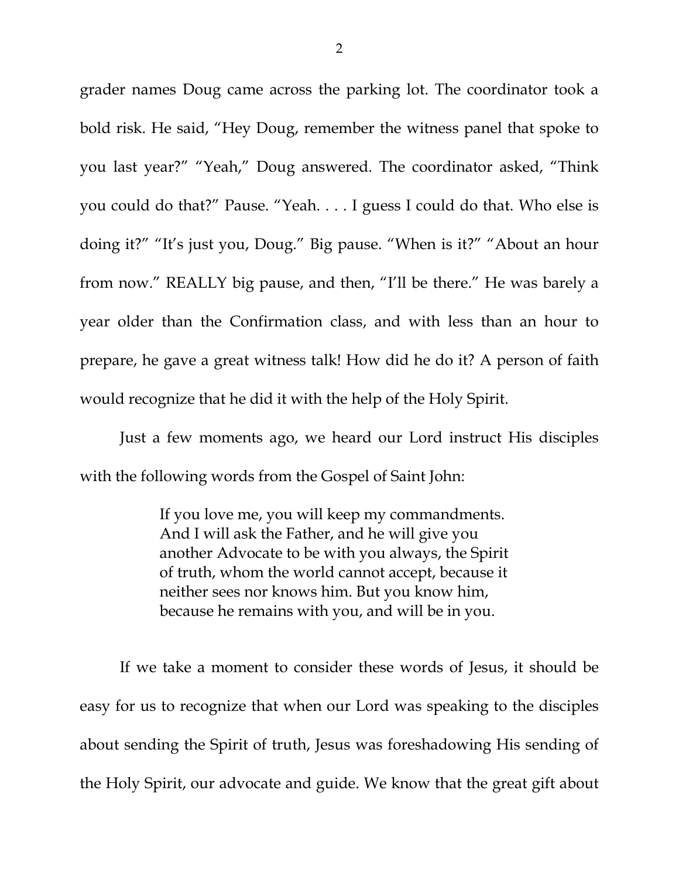grader names Doug came across the parking lot. The coordinator took a bold risk. He said, "Hey Doug, remember the witness panel that spoke to you last year?" "Yeah," Doug answered. The coordinator asked, "Think you could do that?" Pause. "Yeah. . . . I guess I could do that. Who else is doing it?" "It's just you, Doug." Big pause. "When is it?" "About an hour from now." REALLY big pause, and then, "I'll be there." He was barely a year older than the Confirmation class, and with less than an hour to prepare, he gave a great witness talk! How did he do it? A person of faith would recognize that he did it with the help of the Holy Spirit.

Just a few moments ago, we heard our Lord instruct His disciples with the following words from the Gospel of Saint John:

> If you love me, you will keep my commandments. And I will ask the Father, and he will give you another Advocate to be with you always, the Spirit of truth, whom the world cannot accept, because it neither sees nor knows him. But you know him, because he remains with you, and will be in you.

If we take a moment to consider these words of Jesus, it should be easy for us to recognize that when our Lord was speaking to the disciples about sending the Spirit of truth, Jesus was foreshadowing His sending of the Holy Spirit, our advocate and guide. We know that the great gift about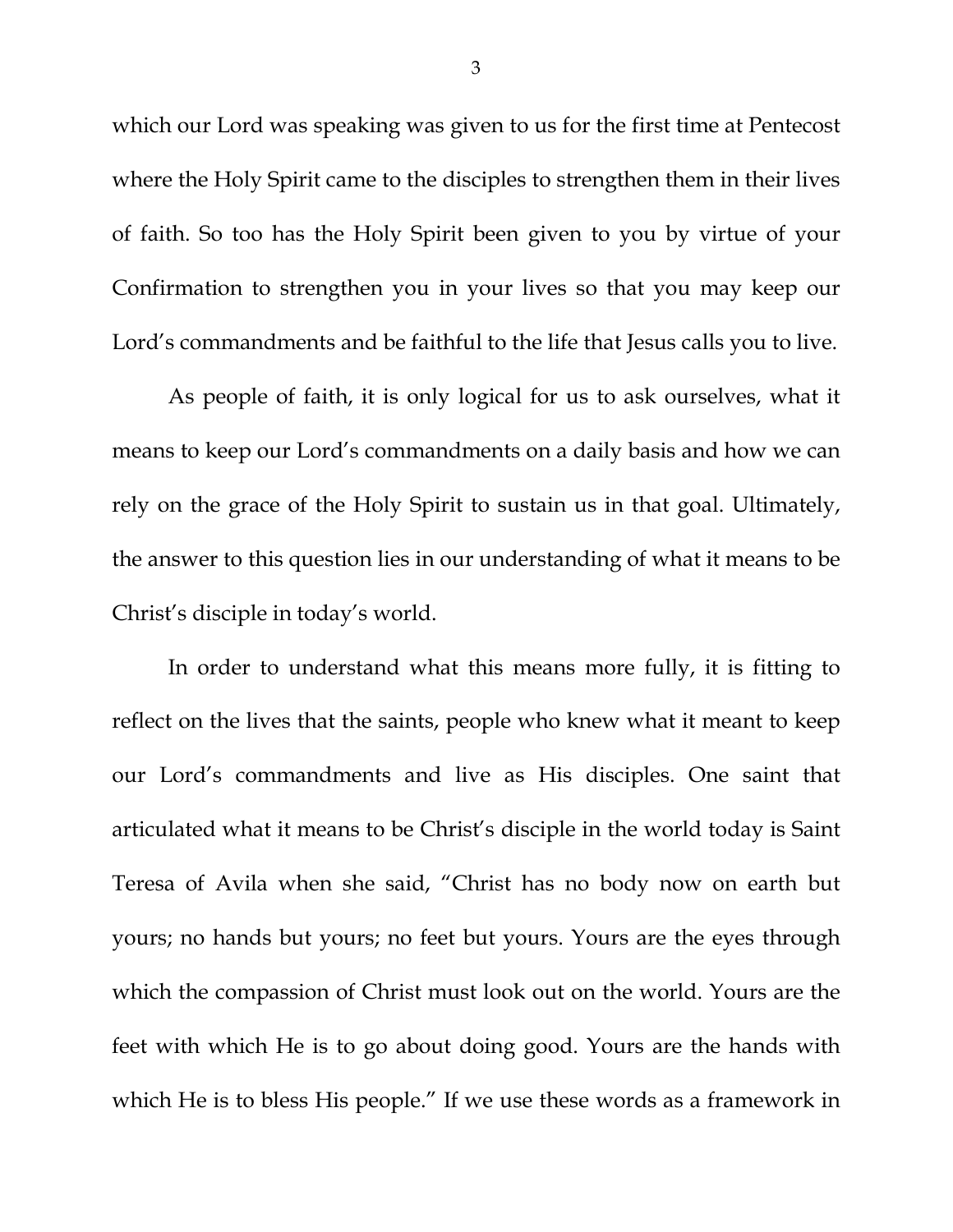which our Lord was speaking was given to us for the first time at Pentecost where the Holy Spirit came to the disciples to strengthen them in their lives of faith. So too has the Holy Spirit been given to you by virtue of your Confirmation to strengthen you in your lives so that you may keep our Lord's commandments and be faithful to the life that Jesus calls you to live.

As people of faith, it is only logical for us to ask ourselves, what it means to keep our Lord's commandments on a daily basis and how we can rely on the grace of the Holy Spirit to sustain us in that goal. Ultimately, the answer to this question lies in our understanding of what it means to be Christ's disciple in today's world.

In order to understand what this means more fully, it is fitting to reflect on the lives that the saints, people who knew what it meant to keep our Lord's commandments and live as His disciples. One saint that articulated what it means to be Christ's disciple in the world today is Saint Teresa of Avila when she said, "Christ has no body now on earth but yours; no hands but yours; no feet but yours. Yours are the eyes through which the compassion of Christ must look out on the world. Yours are the feet with which He is to go about doing good. Yours are the hands with which He is to bless His people." If we use these words as a framework in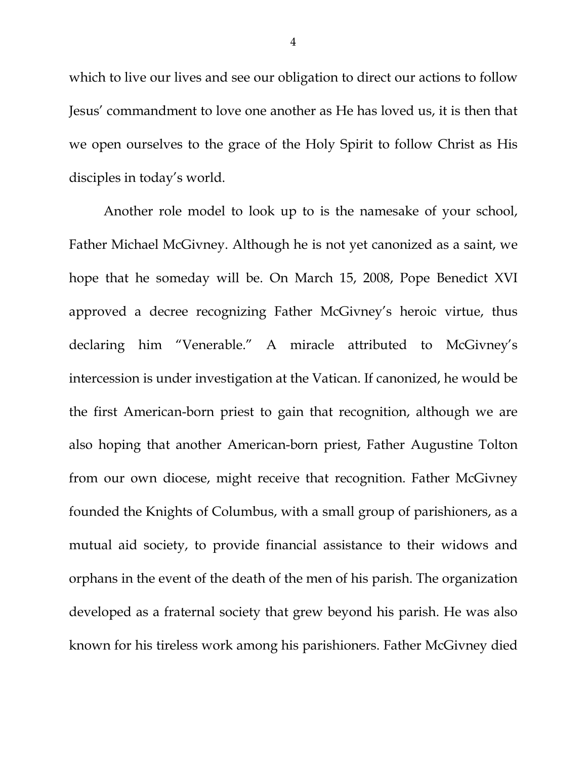which to live our lives and see our obligation to direct our actions to follow Jesus' commandment to love one another as He has loved us, it is then that we open ourselves to the grace of the Holy Spirit to follow Christ as His disciples in today's world.

Another role model to look up to is the namesake of your school, Father Michael McGivney. Although he is not yet canonized as a saint, we hope that he someday will be. On March 15, 2008, Pope Benedict XVI approved a decree recognizing Father McGivney's heroic virtue, thus declaring him "Venerable." A miracle attributed to McGivney's intercession is under investigation at the Vatican. If canonized, he would be the first American-born priest to gain that recognition, although we are also hoping that another American-born priest, Father Augustine Tolton from our own diocese, might receive that recognition. Father McGivney founded the Knights of Columbus, with a small group of parishioners, as a mutual aid society, to provide financial assistance to their widows and orphans in the event of the death of the men of his parish. The organization developed as a fraternal society that grew beyond his parish. He was also known for his tireless work among his parishioners. Father McGivney died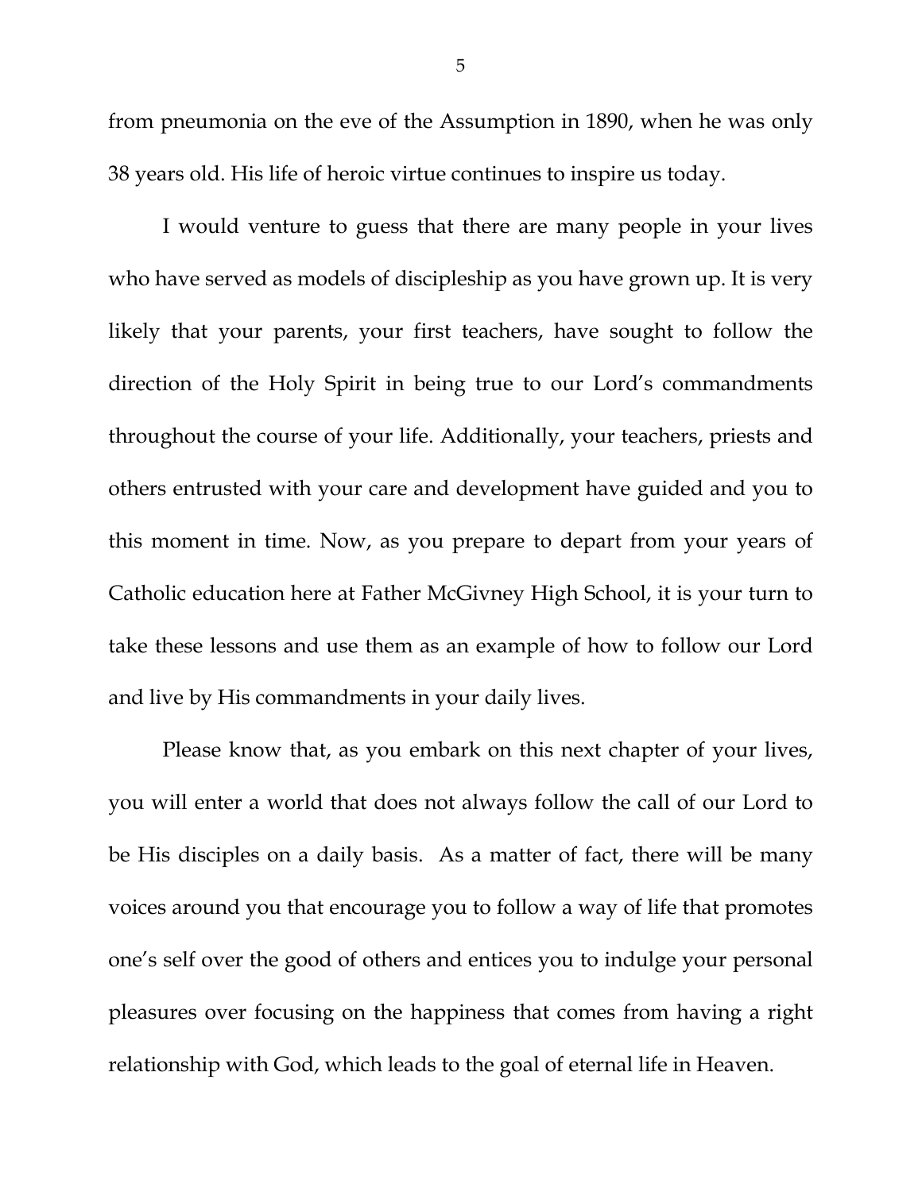from pneumonia on the eve of the Assumption in 1890, when he was only 38 years old. His life of heroic virtue continues to inspire us today.

I would venture to guess that there are many people in your lives who have served as models of discipleship as you have grown up. It is very likely that your parents, your first teachers, have sought to follow the direction of the Holy Spirit in being true to our Lord's commandments throughout the course of your life. Additionally, your teachers, priests and others entrusted with your care and development have guided and you to this moment in time. Now, as you prepare to depart from your years of Catholic education here at Father McGivney High School, it is your turn to take these lessons and use them as an example of how to follow our Lord and live by His commandments in your daily lives.

Please know that, as you embark on this next chapter of your lives, you will enter a world that does not always follow the call of our Lord to be His disciples on a daily basis. As a matter of fact, there will be many voices around you that encourage you to follow a way of life that promotes one's self over the good of others and entices you to indulge your personal pleasures over focusing on the happiness that comes from having a right relationship with God, which leads to the goal of eternal life in Heaven.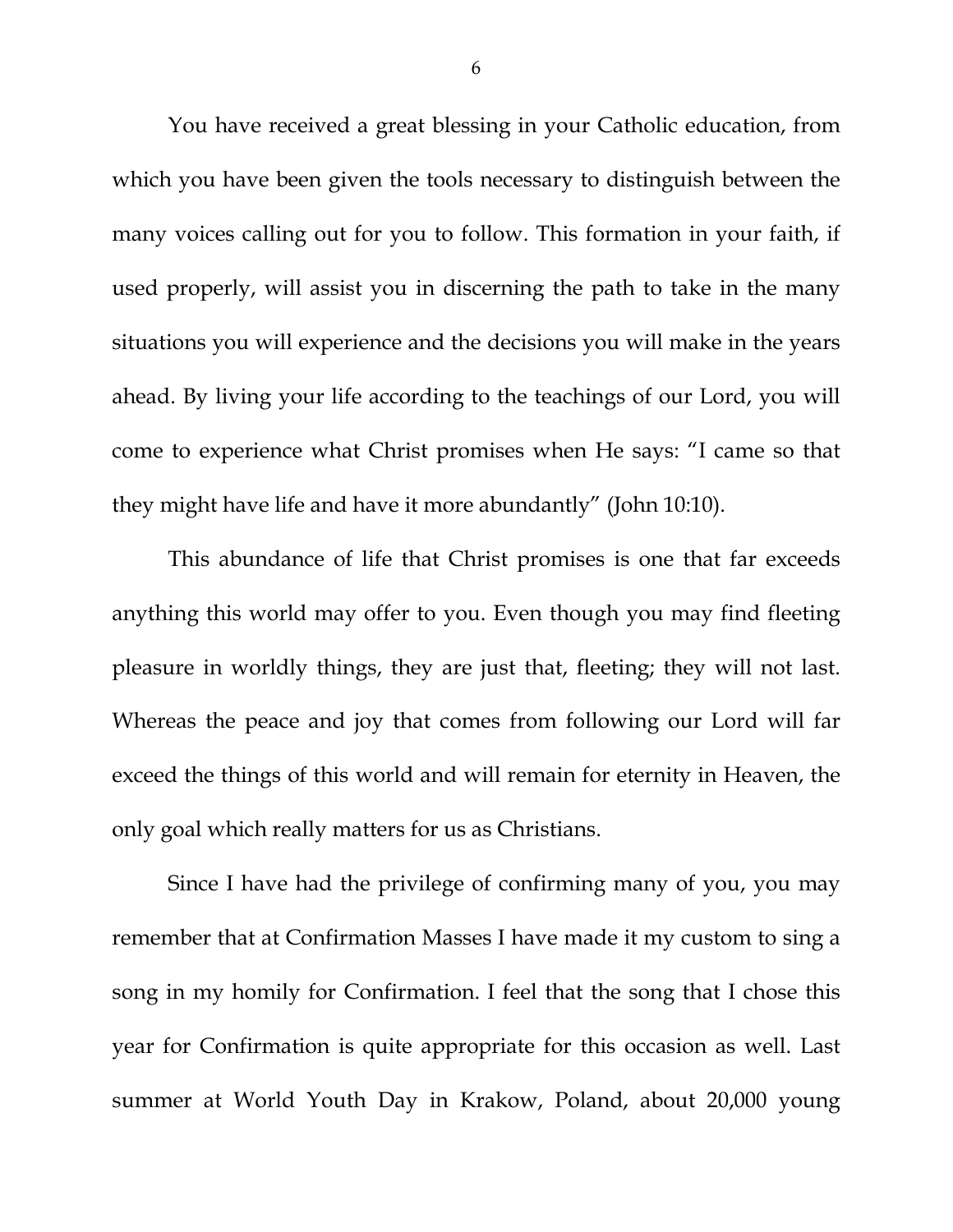You have received a great blessing in your Catholic education, from which you have been given the tools necessary to distinguish between the many voices calling out for you to follow. This formation in your faith, if used properly, will assist you in discerning the path to take in the many situations you will experience and the decisions you will make in the years ahead. By living your life according to the teachings of our Lord, you will come to experience what Christ promises when He says: "I came so that they might have life and have it more abundantly" (John 10:10).

This abundance of life that Christ promises is one that far exceeds anything this world may offer to you. Even though you may find fleeting pleasure in worldly things, they are just that, fleeting; they will not last. Whereas the peace and joy that comes from following our Lord will far exceed the things of this world and will remain for eternity in Heaven, the only goal which really matters for us as Christians.

Since I have had the privilege of confirming many of you, you may remember that at Confirmation Masses I have made it my custom to sing a song in my homily for Confirmation. I feel that the song that I chose this year for Confirmation is quite appropriate for this occasion as well. Last summer at World Youth Day in Krakow, Poland, about 20,000 young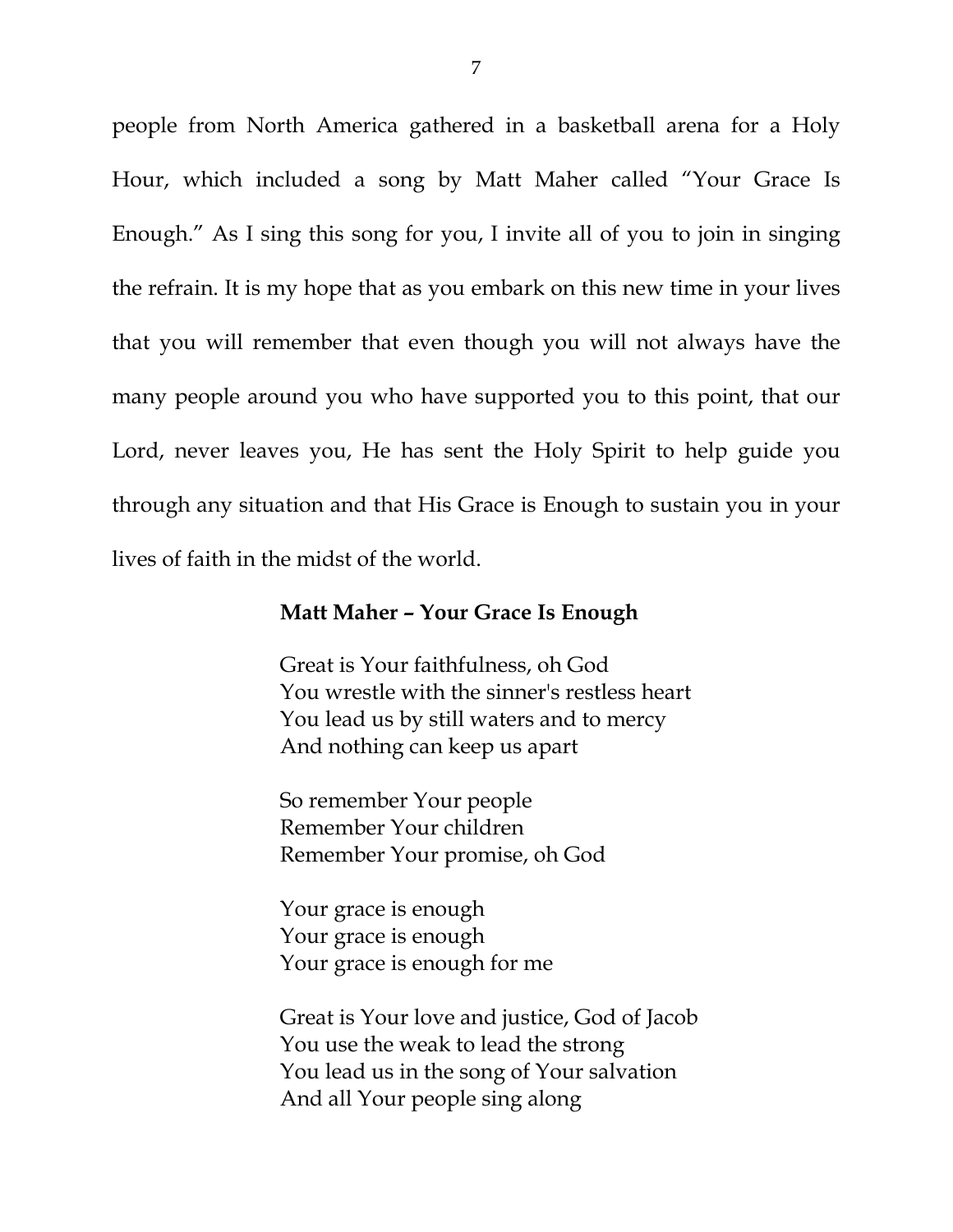people from North America gathered in a basketball arena for a Holy Hour, which included a song by Matt Maher called "Your Grace Is Enough." As I sing this song for you, I invite all of you to join in singing the refrain. It is my hope that as you embark on this new time in your lives that you will remember that even though you will not always have the many people around you who have supported you to this point, that our Lord, never leaves you, He has sent the Holy Spirit to help guide you through any situation and that His Grace is Enough to sustain you in your lives of faith in the midst of the world.

**Matt Maher – Your Grace Is Enough**

Great is Your faithfulness, oh God  
You wrestle with the sinner's restless heart  
You lead us by still waters and to mercy  
And nothing can keep us apart

So remember Your people  
Remember Your children  
Remember Your promise, oh God

Your grace is enough  
Your grace is enough  
Your grace is enough for me

Great is Your love and justice, God of Jacob  
You use the weak to lead the strong  
You lead us in the song of Your salvation  
And all Your people sing along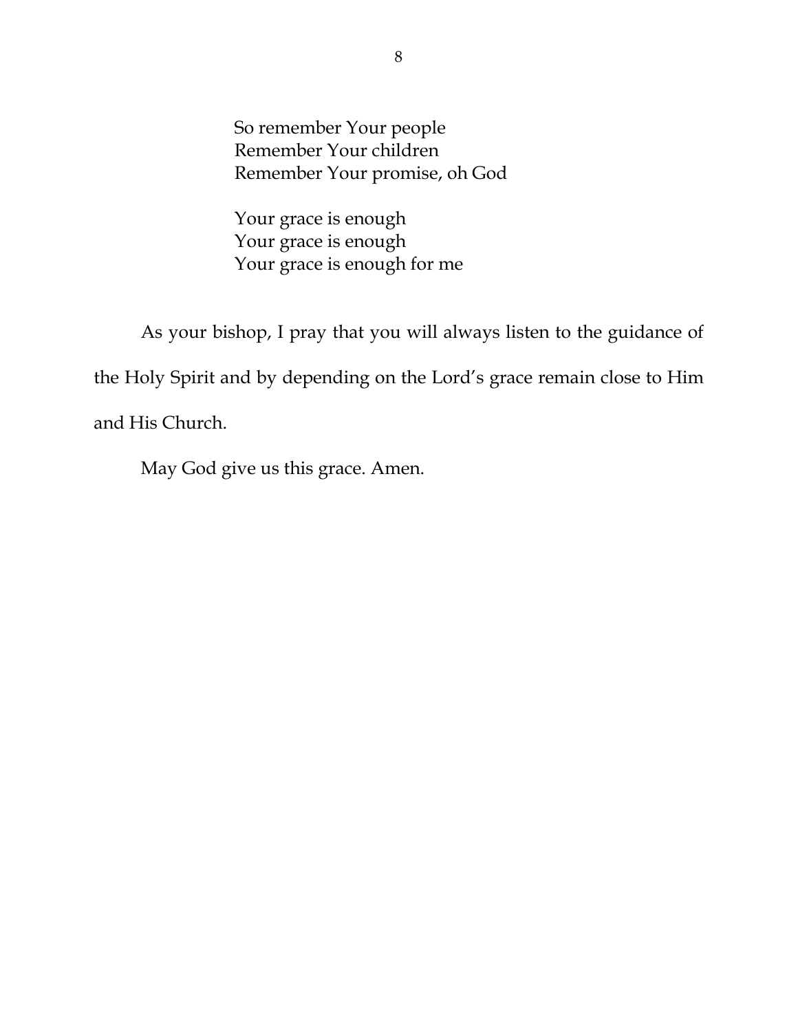So remember Your people  
Remember Your children  
Remember Your promise, oh God

Your grace is enough  
Your grace is enough  
Your grace is enough for me

As your bishop, I pray that you will always listen to the guidance of the Holy Spirit and by depending on the Lord's grace remain close to Him and His Church.

May God give us this grace. Amen.